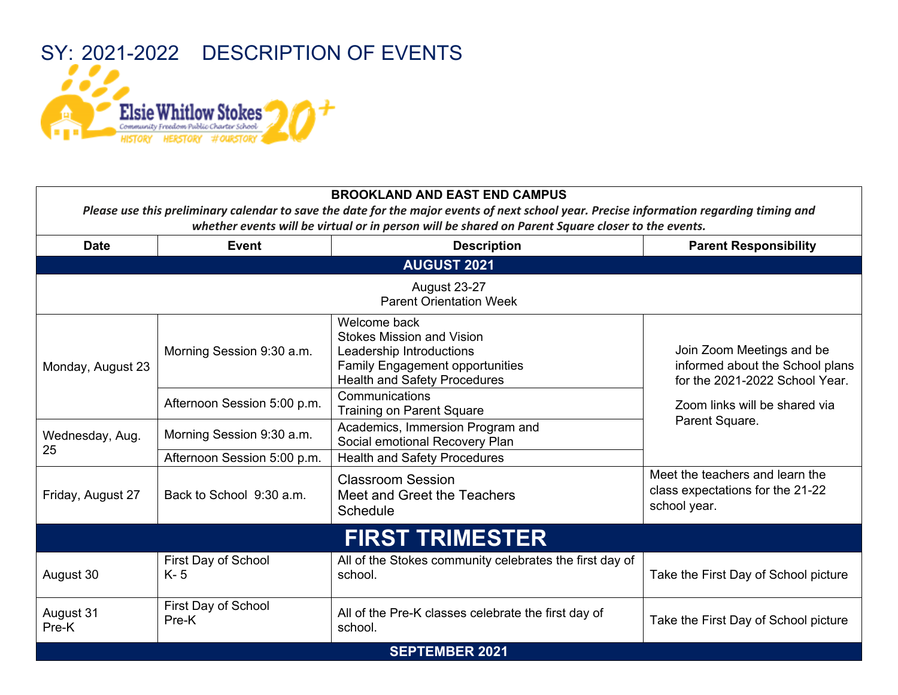# SY: 2021-2022 DESCRIPTION OF EVENTS

Elsie Whitlow Stokes Community Freedom Public Charter School 20+

HISTORY HERSTORY #OURSTORY

| BROOKLAND AND EAST END CAMPUS | | | |
|---|---|---|---|
| ***Please use this preliminary calendar to save the date for the major events of next school year. Precise information regarding timing and whether events will be virtual or in person will be shared on Parent Square closer to the events.*** | | | |
| **Date** | **Event** | **Description** | **Parent Responsibility** |
| **AUGUST 2021** | | | |
| August 23-27<br>Parent Orientation Week | | | |
| Monday, August 23 | Morning Session 9:30 a.m. | Welcome back<br>Stokes Mission and Vision<br>Leadership Introductions<br>Family Engagement opportunities<br>Health and Safety Procedures | Join Zoom Meetings and be informed about the School plans for the 2021-2022 School Year.<br>Zoom links will be shared via Parent Square. |
| | Afternoon Session 5:00 p.m. | Communications<br>Training on Parent Square | |
| Wednesday, Aug. 25 | Morning Session 9:30 a.m. | Academics, Immersion Program and Social emotional Recovery Plan | |
| | Afternoon Session 5:00 p.m. | Health and Safety Procedures | |
| Friday, August 27 | Back to School 9:30 a.m. | Classroom Session<br>Meet and Greet the Teachers<br>Schedule | Meet the teachers and learn the class expectations for the 21-22 school year. |
| **FIRST TRIMESTER** | | | |
| August 30 | First Day of School<br>K- 5 | All of the Stokes community celebrates the first day of school. | Take the First Day of School picture |
| August 31<br>Pre-K | First Day of School<br>Pre-K | All of the Pre-K classes celebrate the first day of school. | Take the First Day of School picture |
| **SEPTEMBER 2021** | | | |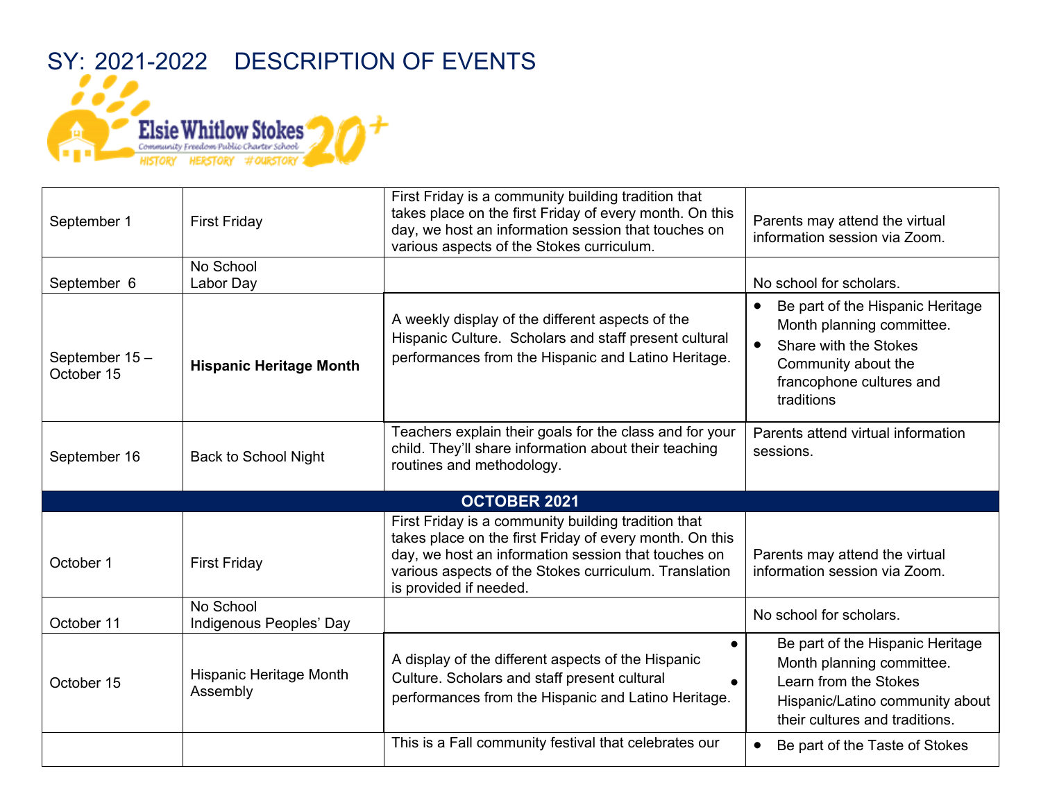# SY: 2021-2022 DESCRIPTION OF EVENTS

| | | | |
|---|---|---|---|
| September 1 | First Friday | First Friday is a community building tradition that takes place on the first Friday of every month. On this day, we host an information session that touches on various aspects of the Stokes curriculum. | Parents may attend the virtual information session via Zoom. |
| September 6 | No School<br>Labor Day | | No school for scholars. |
| September 15 – October 15 | **Hispanic Heritage Month** | A weekly display of the different aspects of the Hispanic Culture. Scholars and staff present cultural performances from the Hispanic and Latino Heritage. | • Be part of the Hispanic Heritage Month planning committee.<br>• Share with the Stokes Community about the francophone cultures and traditions |
| September 16 | Back to School Night | Teachers explain their goals for the class and for your child. They'll share information about their teaching routines and methodology. | Parents attend virtual information sessions. |
| **OCTOBER 2021** | | | |
| October 1 | First Friday | First Friday is a community building tradition that takes place on the first Friday of every month. On this day, we host an information session that touches on various aspects of the Stokes curriculum. Translation is provided if needed. | Parents may attend the virtual information session via Zoom. |
| October 11 | No School<br>Indigenous Peoples' Day | | No school for scholars. |
| October 15 | Hispanic Heritage Month Assembly | A display of the different aspects of the Hispanic Culture. Scholars and staff present cultural performances from the Hispanic and Latino Heritage. | • Be part of the Hispanic Heritage Month planning committee.<br>• Learn from the Stokes Hispanic/Latino community about their cultures and traditions. |
| | | This is a Fall community festival that celebrates our | • Be part of the Taste of Stokes |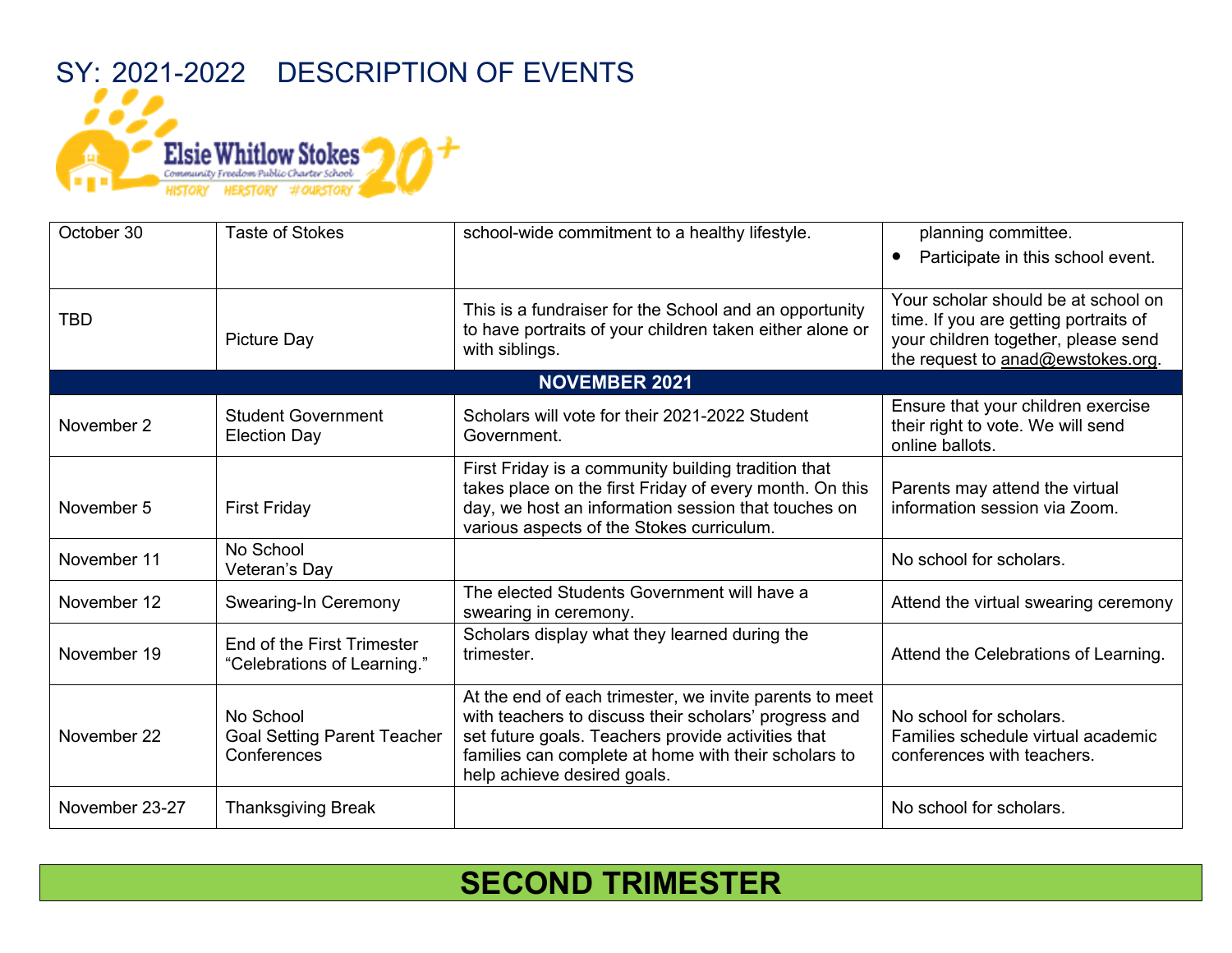# SY: 2021-2022 DESCRIPTION OF EVENTS

Elsie Whitlow Stokes Community Freedom Public Charter School
HISTORY HERSTORY #OURSTORY

| | | | |
|---|---|---|---|
| October 30 | Taste of Stokes | school-wide commitment to a healthy lifestyle. | planning committee.<br>• Participate in this school event. |
| TBD | Picture Day | This is a fundraiser for the School and an opportunity to have portraits of your children taken either alone or with siblings. | Your scholar should be at school on time. If you are getting portraits of your children together, please send the request to anad@ewstokes.org. |
| **NOVEMBER 2021** | | | |
| November 2 | Student Government Election Day | Scholars will vote for their 2021-2022 Student Government. | Ensure that your children exercise their right to vote. We will send online ballots. |
| November 5 | First Friday | First Friday is a community building tradition that takes place on the first Friday of every month. On this day, we host an information session that touches on various aspects of the Stokes curriculum. | Parents may attend the virtual information session via Zoom. |
| November 11 | No School<br>Veteran's Day | | No school for scholars. |
| November 12 | Swearing-In Ceremony | The elected Students Government will have a swearing in ceremony. | Attend the virtual swearing ceremony |
| November 19 | End of the First Trimester "Celebrations of Learning." | Scholars display what they learned during the trimester. | Attend the Celebrations of Learning. |
| November 22 | No School<br>Goal Setting Parent Teacher Conferences | At the end of each trimester, we invite parents to meet with teachers to discuss their scholars' progress and set future goals. Teachers provide activities that families can complete at home with their scholars to help achieve desired goals. | No school for scholars.<br>Families schedule virtual academic conferences with teachers. |
| November 23-27 | Thanksgiving Break | | No school for scholars. |

## SECOND TRIMESTER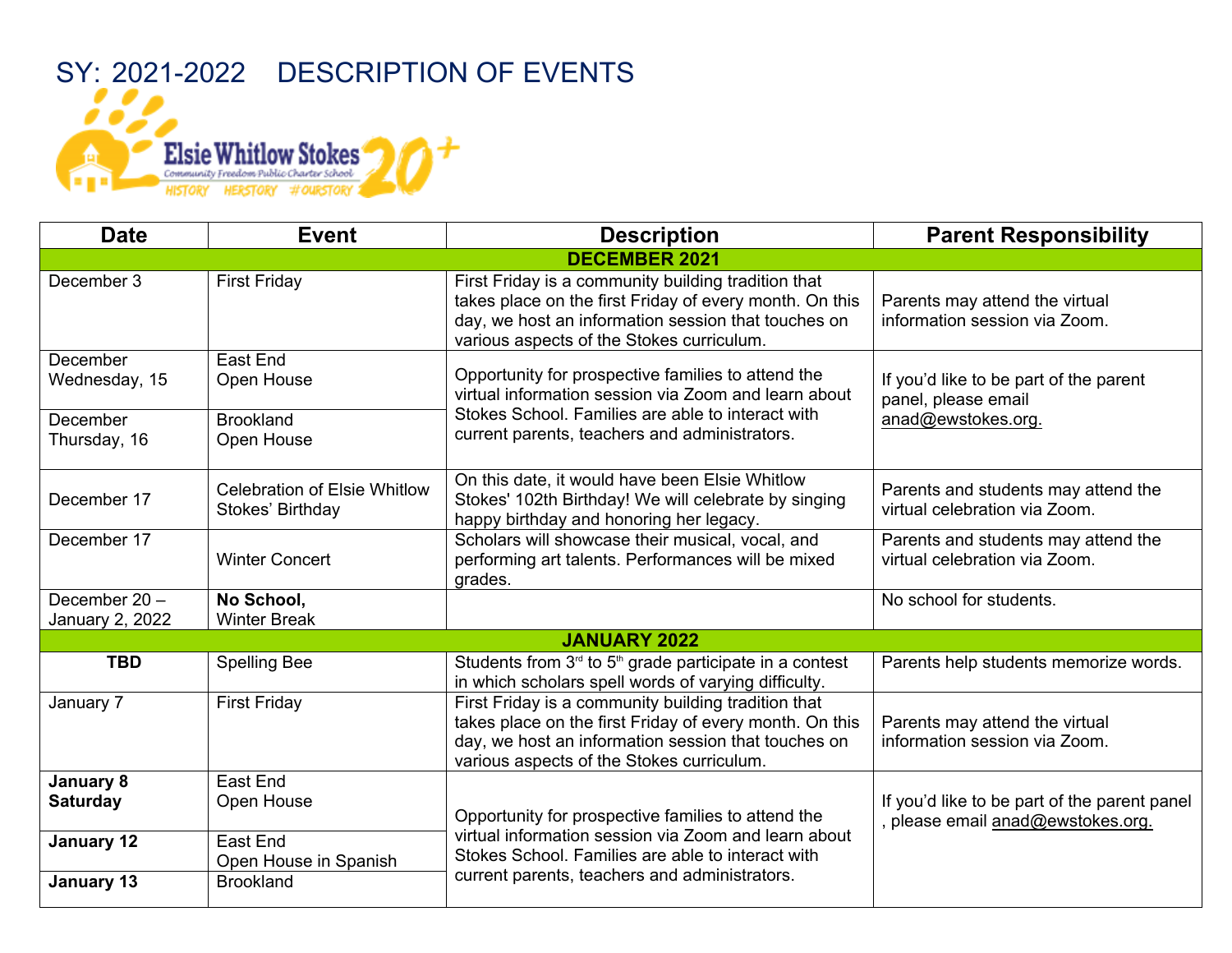# SY: 2021-2022 DESCRIPTION OF EVENTS

Elsie Whitlow Stokes Community Freedom Public Charter School 20+ HISTORY HERSTORY #OURSTORY

| Date | Event | Description | Parent Responsibility |
|---|---|---|---|
| **DECEMBER 2021** | | | |
| December 3 | First Friday | First Friday is a community building tradition that takes place on the first Friday of every month. On this day, we host an information session that touches on various aspects of the Stokes curriculum. | Parents may attend the virtual information session via Zoom. |
| December Wednesday, 15 | East End Open House | Opportunity for prospective families to attend the virtual information session via Zoom and learn about Stokes School. Families are able to interact with current parents, teachers and administrators. | If you'd like to be part of the parent panel, please email anad@ewstokes.org. |
| December Thursday, 16 | Brookland Open House | | |
| December 17 | Celebration of Elsie Whitlow Stokes' Birthday | On this date, it would have been Elsie Whitlow Stokes' 102th Birthday! We will celebrate by singing happy birthday and honoring her legacy. | Parents and students may attend the virtual celebration via Zoom. |
| December 17 | Winter Concert | Scholars will showcase their musical, vocal, and performing art talents. Performances will be mixed grades. | Parents and students may attend the virtual celebration via Zoom. |
| December 20 – January 2, 2022 | **No School,** Winter Break | | No school for students. |
| **JANUARY 2022** | | | |
| **TBD** | Spelling Bee | Students from 3rd to 5th grade participate in a contest in which scholars spell words of varying difficulty. | Parents help students memorize words. |
| January 7 | First Friday | First Friday is a community building tradition that takes place on the first Friday of every month. On this day, we host an information session that touches on various aspects of the Stokes curriculum. | Parents may attend the virtual information session via Zoom. |
| **January 8 Saturday** | East End Open House | Opportunity for prospective families to attend the virtual information session via Zoom and learn about Stokes School. Families are able to interact with current parents, teachers and administrators. | If you'd like to be part of the parent panel , please email anad@ewstokes.org. |
| **January 12** | East End Open House in Spanish | | |
| **January 13** | Brookland | | |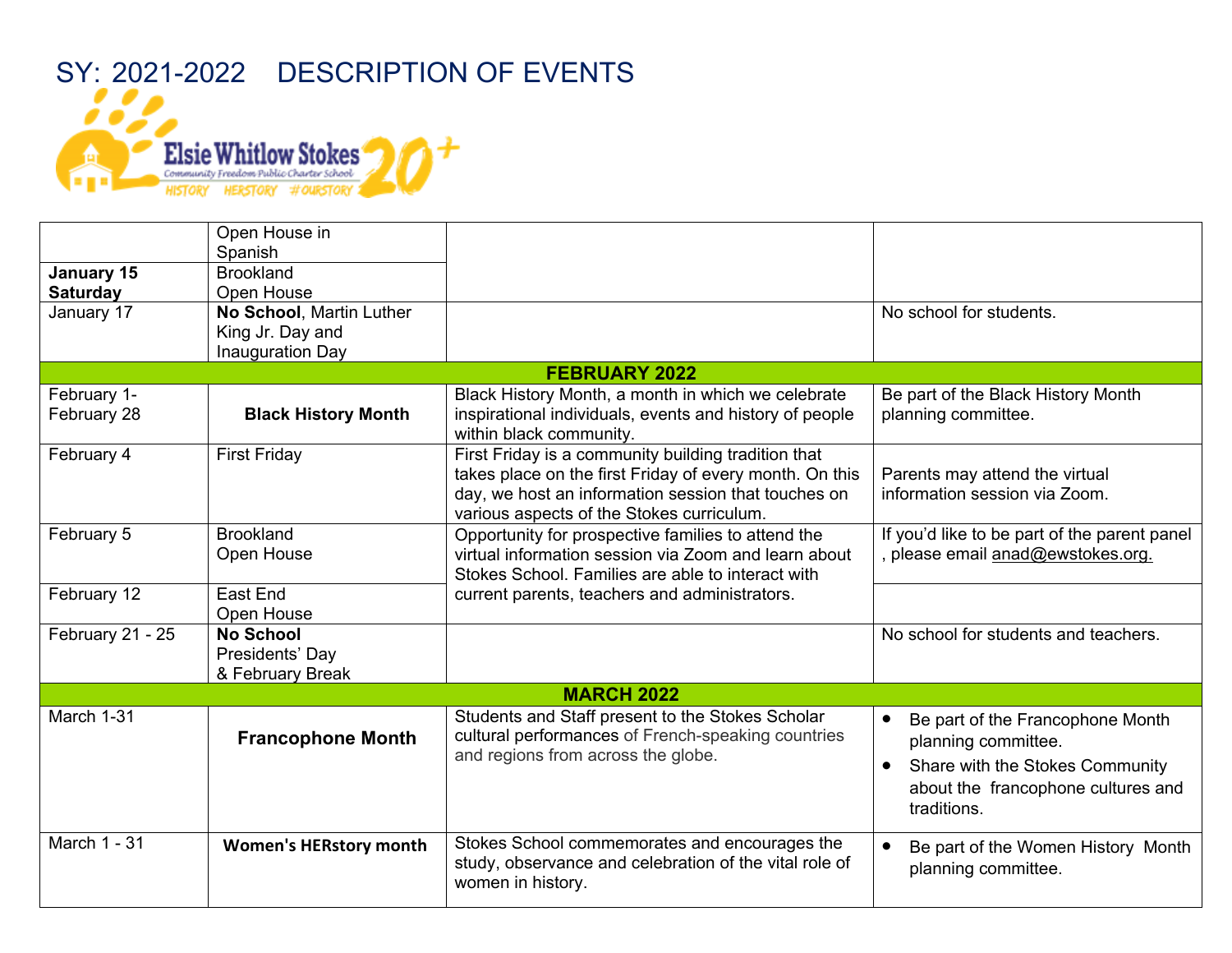# SY: 2021-2022 DESCRIPTION OF EVENTS

| | | | |
|---|---|---|---|
| | Open House in Spanish | | |
| **January 15 Saturday** | Brookland Open House | | |
| January 17 | **No School**, Martin Luther King Jr. Day and Inauguration Day | | No school for students. |
| **FEBRUARY 2022** | | | |
| February 1- February 28 | **Black History Month** | Black History Month, a month in which we celebrate inspirational individuals, events and history of people within black community. | Be part of the Black History Month planning committee. |
| February 4 | First Friday | First Friday is a community building tradition that takes place on the first Friday of every month. On this day, we host an information session that touches on various aspects of the Stokes curriculum. | Parents may attend the virtual information session via Zoom. |
| February 5 | Brookland Open House | Opportunity for prospective families to attend the virtual information session via Zoom and learn about Stokes School. Families are able to interact with current parents, teachers and administrators. | If you'd like to be part of the parent panel , please email anad@ewstokes.org. |
| February 12 | East End Open House | | |
| February 21 - 25 | **No School** Presidents' Day & February Break | | No school for students and teachers. |
| **MARCH 2022** | | | |
| March 1-31 | **Francophone Month** | Students and Staff present to the Stokes Scholar cultural performances of French-speaking countries and regions from across the globe. | • Be part of the Francophone Month planning committee.<br>• Share with the Stokes Community about the francophone cultures and traditions. |
| March 1 - 31 | **Women's HERstory month** | Stokes School commemorates and encourages the study, observance and celebration of the vital role of women in history. | • Be part of the Women History Month planning committee. |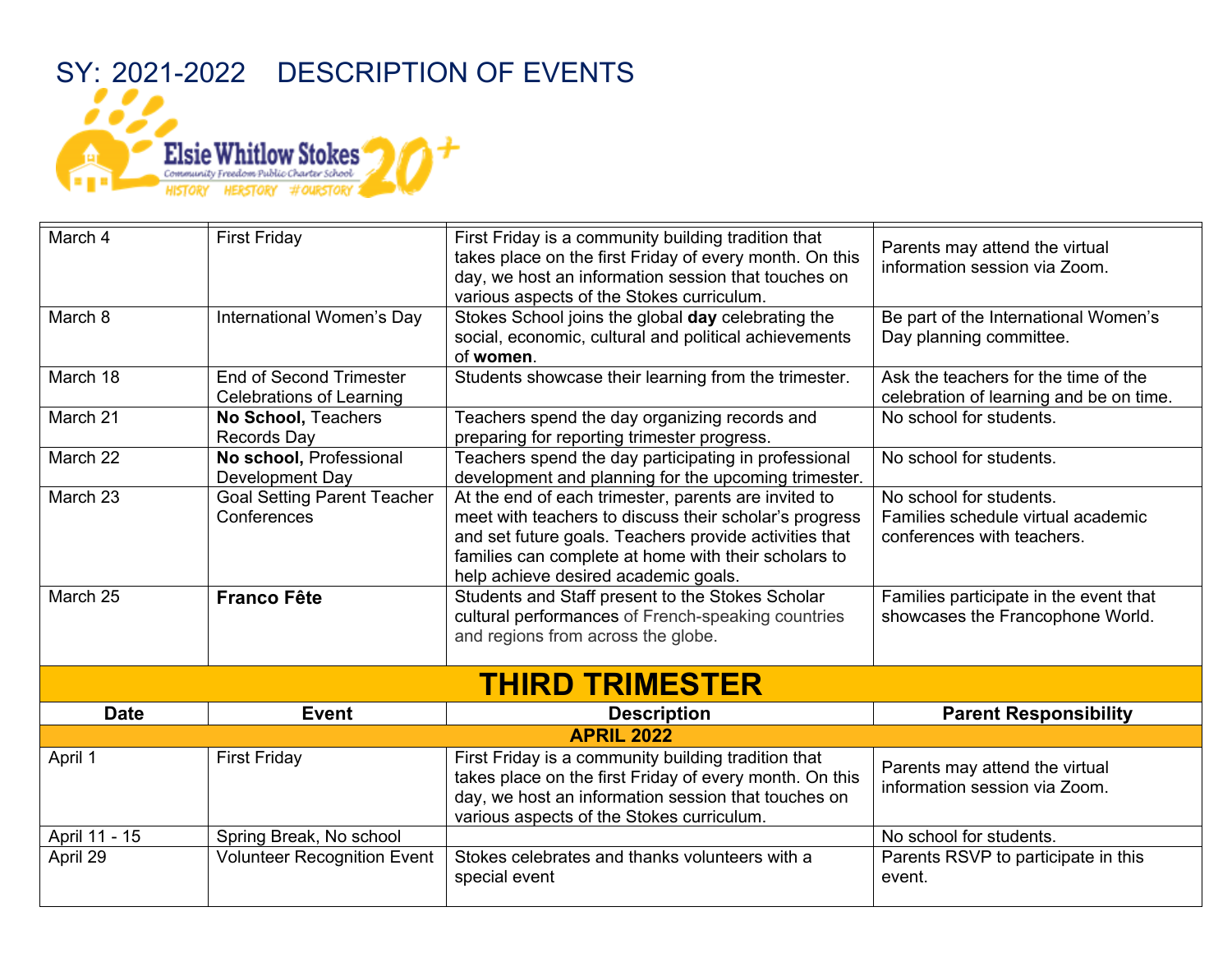# SY: 2021-2022 DESCRIPTION OF EVENTS

| | | | |
|---|---|---|---|
| March 4 | First Friday | First Friday is a community building tradition that takes place on the first Friday of every month. On this day, we host an information session that touches on various aspects of the Stokes curriculum. | Parents may attend the virtual information session via Zoom. |
| March 8 | International Women's Day | Stokes School joins the global **day** celebrating the social, economic, cultural and political achievements of **women**. | Be part of the International Women's Day planning committee. |
| March 18 | End of Second Trimester Celebrations of Learning | Students showcase their learning from the trimester. | Ask the teachers for the time of the celebration of learning and be on time. |
| March 21 | **No School,** Teachers Records Day | Teachers spend the day organizing records and preparing for reporting trimester progress. | No school for students. |
| March 22 | **No school,** Professional Development Day | Teachers spend the day participating in professional development and planning for the upcoming trimester. | No school for students. |
| March 23 | Goal Setting Parent Teacher Conferences | At the end of each trimester, parents are invited to meet with teachers to discuss their scholar's progress and set future goals. Teachers provide activities that families can complete at home with their scholars to help achieve desired academic goals. | No school for students.<br>Families schedule virtual academic conferences with teachers. |
| March 25 | **Franco Fête** | Students and Staff present to the Stokes Scholar cultural performances of French-speaking countries and regions from across the globe. | Families participate in the event that showcases the Francophone World. |

## THIRD TRIMESTER

| Date | Event | Description | Parent Responsibility |
|---|---|---|---|
| **APRIL 2022** | | | |
| April 1 | First Friday | First Friday is a community building tradition that takes place on the first Friday of every month. On this day, we host an information session that touches on various aspects of the Stokes curriculum. | Parents may attend the virtual information session via Zoom. |
| April 11 - 15 | Spring Break, No school | | No school for students. |
| April 29 | Volunteer Recognition Event | Stokes celebrates and thanks volunteers with a special event | Parents RSVP to participate in this event. |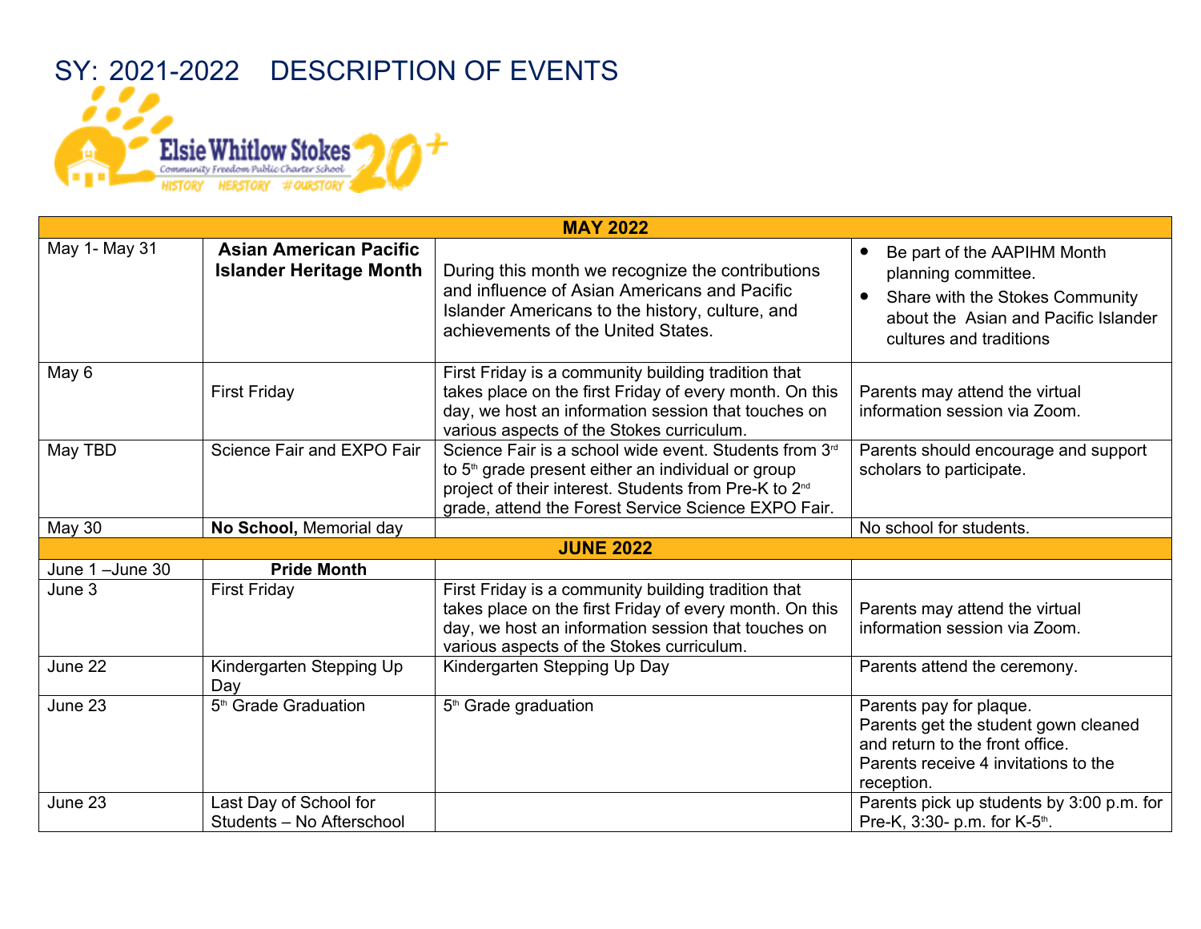# SY: 2021-2022 DESCRIPTION OF EVENTS

Elsie Whitlow Stokes Community Freedom Public Charter School
HISTORY HERSTORY #OURSTORY 20+

| | | | |
|---|---|---|---|
| **MAY 2022** | | | |
| May 1- May 31 | **Asian American Pacific Islander Heritage Month** | During this month we recognize the contributions and influence of Asian Americans and Pacific Islander Americans to the history, culture, and achievements of the United States. | • Be part of the AAPIHM Month planning committee.<br>• Share with the Stokes Community about the Asian and Pacific Islander cultures and traditions |
| May 6 | First Friday | First Friday is a community building tradition that takes place on the first Friday of every month. On this day, we host an information session that touches on various aspects of the Stokes curriculum. | Parents may attend the virtual information session via Zoom. |
| May TBD | Science Fair and EXPO Fair | Science Fair is a school wide event. Students from 3rd to 5th grade present either an individual or group project of their interest. Students from Pre-K to 2nd grade, attend the Forest Service Science EXPO Fair. | Parents should encourage and support scholars to participate. |
| May 30 | **No School,** Memorial day | | No school for students. |
| **JUNE 2022** | | | |
| June 1 –June 30 | **Pride Month** | | |
| June 3 | First Friday | First Friday is a community building tradition that takes place on the first Friday of every month. On this day, we host an information session that touches on various aspects of the Stokes curriculum. | Parents may attend the virtual information session via Zoom. |
| June 22 | Kindergarten Stepping Up Day | Kindergarten Stepping Up Day | Parents attend the ceremony. |
| June 23 | 5th Grade Graduation | 5th Grade graduation | Parents pay for plaque.<br>Parents get the student gown cleaned and return to the front office.<br>Parents receive 4 invitations to the reception. |
| June 23 | Last Day of School for Students – No Afterschool | | Parents pick up students by 3:00 p.m. for Pre-K, 3:30- p.m. for K-5th. |